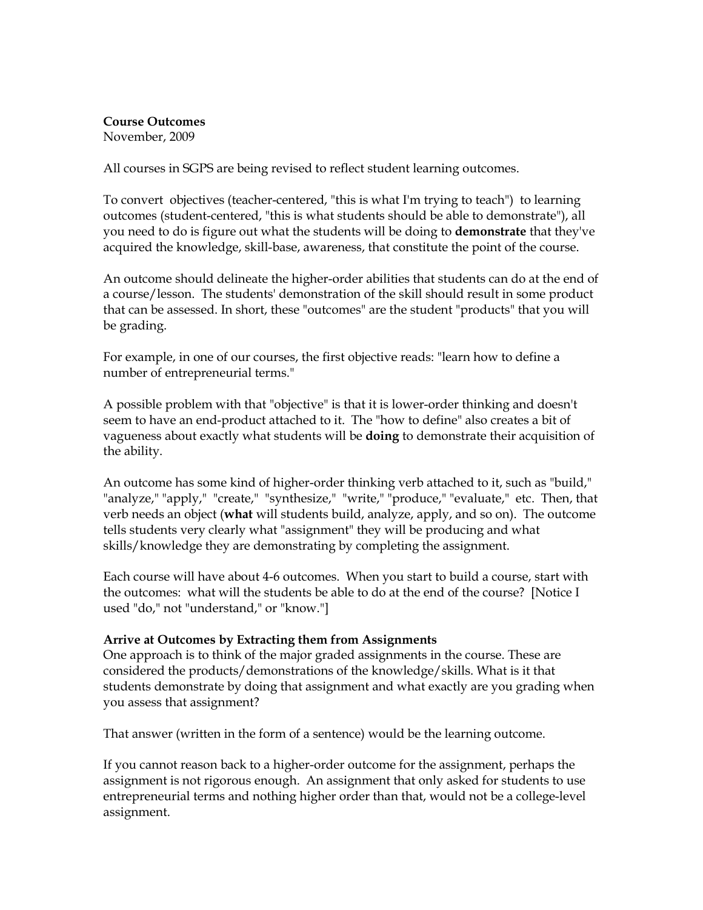**Course Outcomes**
November, 2009

All courses in SGPS are being revised to reflect student learning outcomes.

To convert objectives (teacher-centered, "this is what I'm trying to teach") to learning outcomes (student-centered, "this is what students should be able to demonstrate"), all you need to do is figure out what the students will be doing to **demonstrate** that they've acquired the knowledge, skill-base, awareness, that constitute the point of the course.

An outcome should delineate the higher-order abilities that students can do at the end of a course/lesson. The students' demonstration of the skill should result in some product that can be assessed. In short, these "outcomes" are the student "products" that you will be grading.

For example, in one of our courses, the first objective reads: "learn how to define a number of entrepreneurial terms."

A possible problem with that "objective" is that it is lower-order thinking and doesn't seem to have an end-product attached to it. The "how to define" also creates a bit of vagueness about exactly what students will be **doing** to demonstrate their acquisition of the ability.

An outcome has some kind of higher-order thinking verb attached to it, such as "build," "analyze," "apply," "create," "synthesize," "write," "produce," "evaluate," etc. Then, that verb needs an object (**what** will students build, analyze, apply, and so on). The outcome tells students very clearly what "assignment" they will be producing and what skills/knowledge they are demonstrating by completing the assignment.

Each course will have about 4-6 outcomes. When you start to build a course, start with the outcomes: what will the students be able to do at the end of the course? [Notice I used "do," not "understand," or "know."]

**Arrive at Outcomes by Extracting them from Assignments**
One approach is to think of the major graded assignments in the course. These are considered the products/demonstrations of the knowledge/skills. What is it that students demonstrate by doing that assignment and what exactly are you grading when you assess that assignment?

That answer (written in the form of a sentence) would be the learning outcome.

If you cannot reason back to a higher-order outcome for the assignment, perhaps the assignment is not rigorous enough. An assignment that only asked for students to use entrepreneurial terms and nothing higher order than that, would not be a college-level assignment.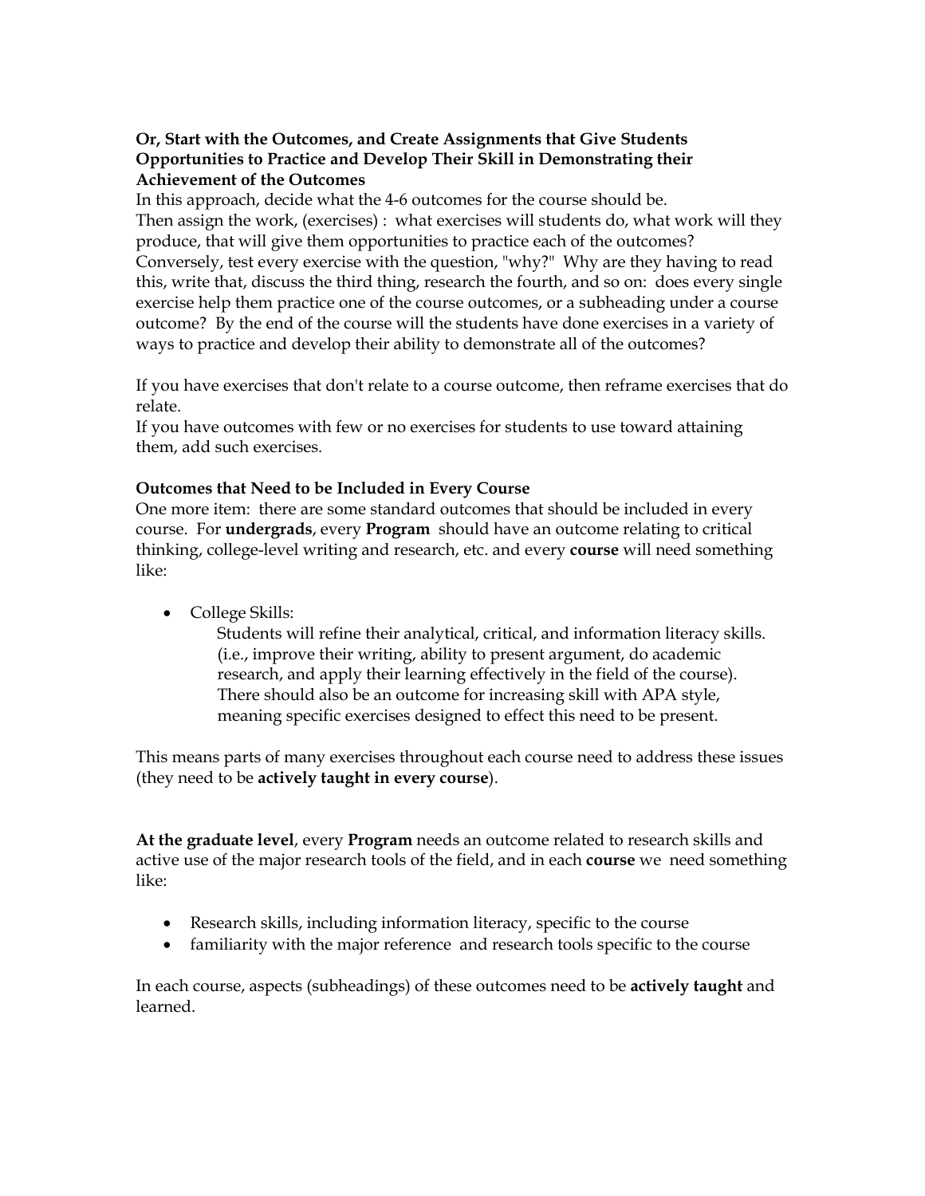**Or, Start with the Outcomes, and Create Assignments that Give Students Opportunities to Practice and Develop Their Skill in Demonstrating their Achievement of the Outcomes**

In this approach, decide what the 4-6 outcomes for the course should be.
Then assign the work, (exercises) : what exercises will students do, what work will they produce, that will give them opportunities to practice each of the outcomes?
Conversely, test every exercise with the question, "why?" Why are they having to read this, write that, discuss the third thing, research the fourth, and so on: does every single exercise help them practice one of the course outcomes, or a subheading under a course outcome? By the end of the course will the students have done exercises in a variety of ways to practice and develop their ability to demonstrate all of the outcomes?

If you have exercises that don't relate to a course outcome, then reframe exercises that do relate.
If you have outcomes with few or no exercises for students to use toward attaining them, add such exercises.

**Outcomes that Need to be Included in Every Course**

One more item: there are some standard outcomes that should be included in every course. For **undergrads**, every **Program** should have an outcome relating to critical thinking, college-level writing and research, etc. and every **course** will need something like:

- College Skills:
  Students will refine their analytical, critical, and information literacy skills. (i.e., improve their writing, ability to present argument, do academic research, and apply their learning effectively in the field of the course). There should also be an outcome for increasing skill with APA style, meaning specific exercises designed to effect this need to be present.

This means parts of many exercises throughout each course need to address these issues (they need to be **actively taught in every course**).

**At the graduate level**, every **Program** needs an outcome related to research skills and active use of the major research tools of the field, and in each **course** we need something like:

- Research skills, including information literacy, specific to the course
- familiarity with the major reference and research tools specific to the course

In each course, aspects (subheadings) of these outcomes need to be **actively taught** and learned.